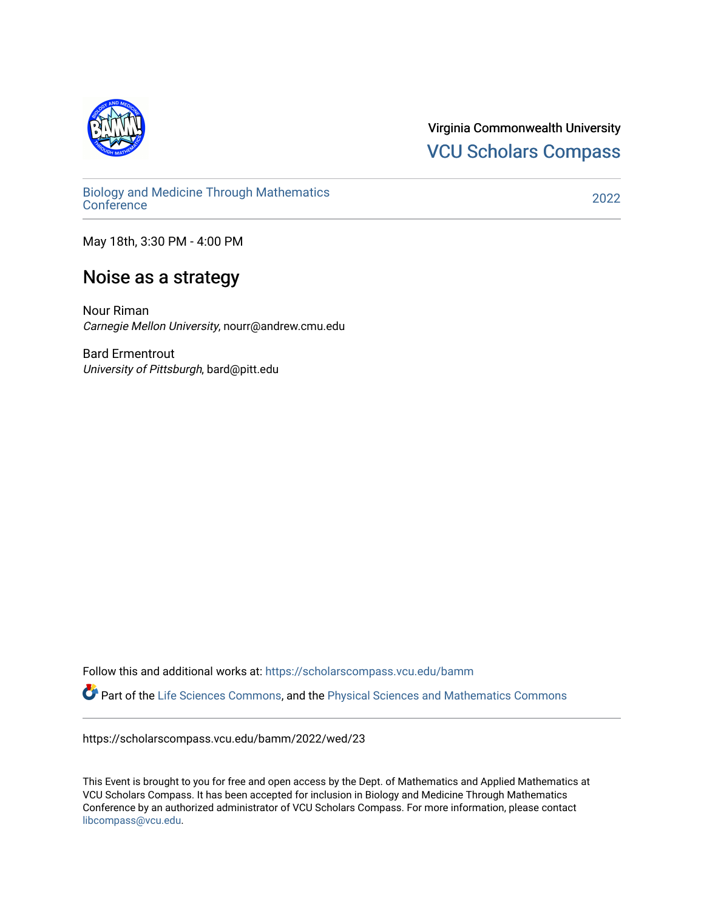Virginia Commonwealth University

VCU Scholars Compass

Biology and Medicine Through Mathematics Conference

2022

May 18th, 3:30 PM - 4:00 PM

# Noise as a strategy

Nour Riman
*Carnegie Mellon University*, nourr@andrew.cmu.edu

Bard Ermentrout
*University of Pittsburgh*, bard@pitt.edu

Follow this and additional works at: https://scholarscompass.vcu.edu/bamm

Part of the Life Sciences Commons, and the Physical Sciences and Mathematics Commons

https://scholarscompass.vcu.edu/bamm/2022/wed/23

This Event is brought to you for free and open access by the Dept. of Mathematics and Applied Mathematics at VCU Scholars Compass. It has been accepted for inclusion in Biology and Medicine Through Mathematics Conference by an authorized administrator of VCU Scholars Compass. For more information, please contact libcompass@vcu.edu.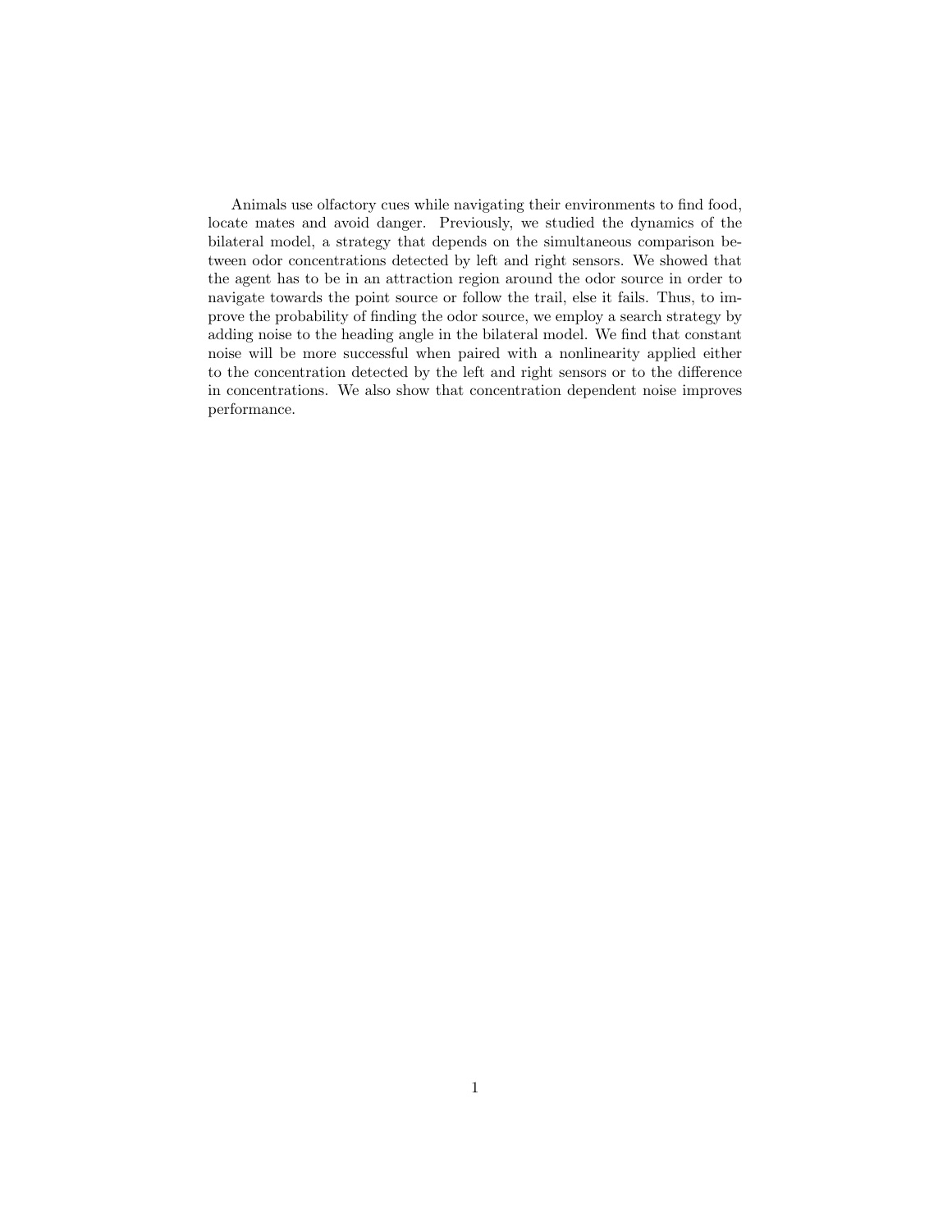Animals use olfactory cues while navigating their environments to find food, locate mates and avoid danger. Previously, we studied the dynamics of the bilateral model, a strategy that depends on the simultaneous comparison between odor concentrations detected by left and right sensors. We showed that the agent has to be in an attraction region around the odor source in order to navigate towards the point source or follow the trail, else it fails. Thus, to improve the probability of finding the odor source, we employ a search strategy by adding noise to the heading angle in the bilateral model. We find that constant noise will be more successful when paired with a nonlinearity applied either to the concentration detected by the left and right sensors or to the difference in concentrations. We also show that concentration dependent noise improves performance.